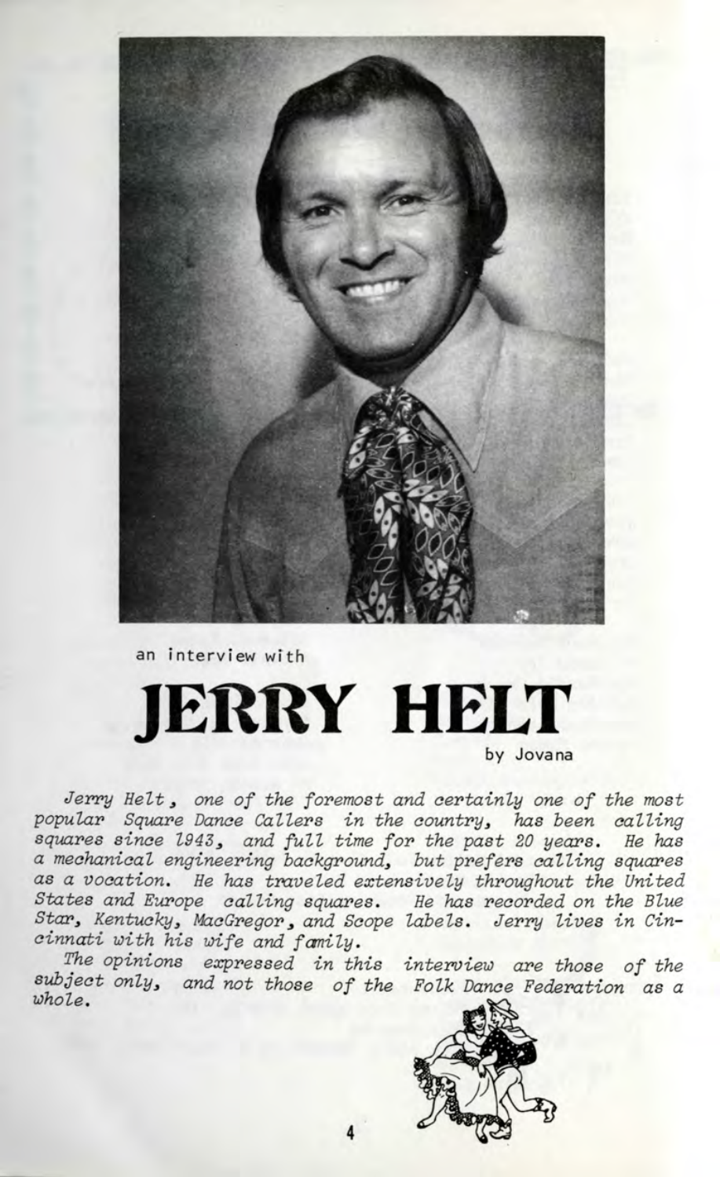an interview with

# JERRY HELT

by Jovana

*Jerry Helt, one of the foremost and certainly one of the most popular Square Dance Callers in the country, has been calling squares since 1943, and full time for the past 20 years. He has a mechanical engineering background, but prefers calling squares as a vocation. He has traveled extensively throughout the United States and Europe calling squares. He has recorded on the Blue Star, Kentucky, MacGregor, and Scope labels. Jerry lives in Cincinnati with his wife and family.*

*The opinions expressed in this interview are those of the subject only, and not those of the Folk Dance Federation as a whole.*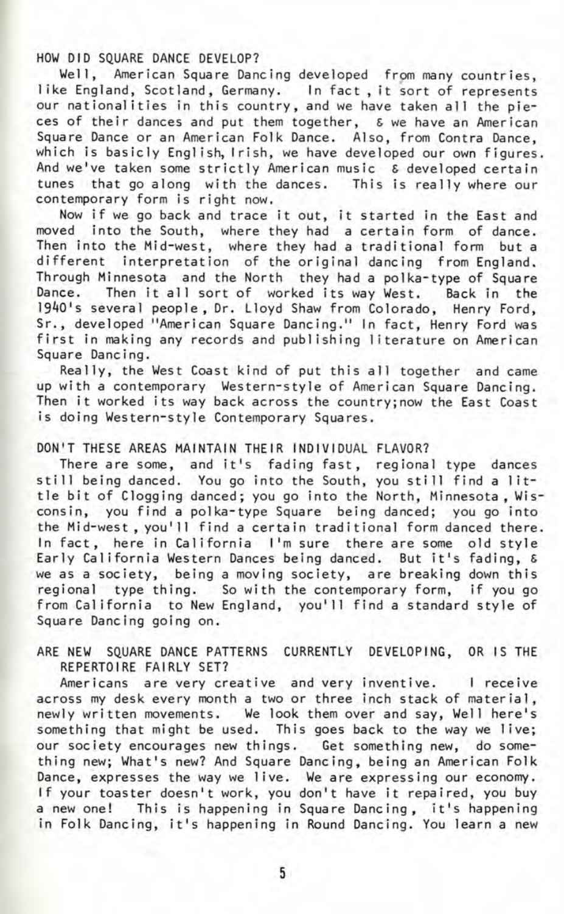HOW DID SQUARE DANCE DEVELOP?

Well, American Square Dancing developed from many countries, like England, Scotland, Germany. In fact, it sort of represents our nationalities in this country, and we have taken all the pieces of their dances and put them together, & we have an American Square Dance or an American Folk Dance. Also, from Contra Dance, which is basicly English, Irish, we have developed our own figures. And we've taken some strictly American music & developed certain tunes that go along with the dances. This is really where our contemporary form is right now.

Now if we go back and trace it out, it started in the East and moved into the South, where they had a certain form of dance. Then into the Mid-west, where they had a traditional form but a different interpretation of the original dancing from England. Through Minnesota and the North they had a polka-type of Square Dance. Then it all sort of worked its way West. Back in the 1940's several people, Dr. Lloyd Shaw from Colorado, Henry Ford, Sr., developed "American Square Dancing." In fact, Henry Ford was first in making any records and publishing literature on American Square Dancing.

Really, the West Coast kind of put this all together and came up with a contemporary Western-style of American Square Dancing. Then it worked its way back across the country;now the East Coast is doing Western-style Contemporary Squares.

DON'T THESE AREAS MAINTAIN THEIR INDIVIDUAL FLAVOR?

There are some, and it's fading fast, regional type dances still being danced. You go into the South, you still find a little bit of Clogging danced; you go into the North, Minnesota, Wisconsin, you find a polka-type Square being danced; you go into the Mid-west, you'll find a certain traditional form danced there. In fact, here in California I'm sure there are some old style Early California Western Dances being danced. But it's fading, & we as a society, being a moving society, are breaking down this regional type thing. So with the contemporary form, if you go from California to New England, you'll find a standard style of Square Dancing going on.

ARE NEW SQUARE DANCE PATTERNS CURRENTLY DEVELOPING, OR IS THE REPERTOIRE FAIRLY SET?

Americans are very creative and very inventive. I receive across my desk every month a two or three inch stack of material, newly written movements. We look them over and say, Well here's something that might be used. This goes back to the way we live; our society encourages new things. Get something new, do something new; What's new? And Square Dancing, being an American Folk Dance, expresses the way we live. We are expressing our economy. If your toaster doesn't work, you don't have it repaired, you buy a new one! This is happening in Square Dancing, it's happening in Folk Dancing, it's happening in Round Dancing. You learn a new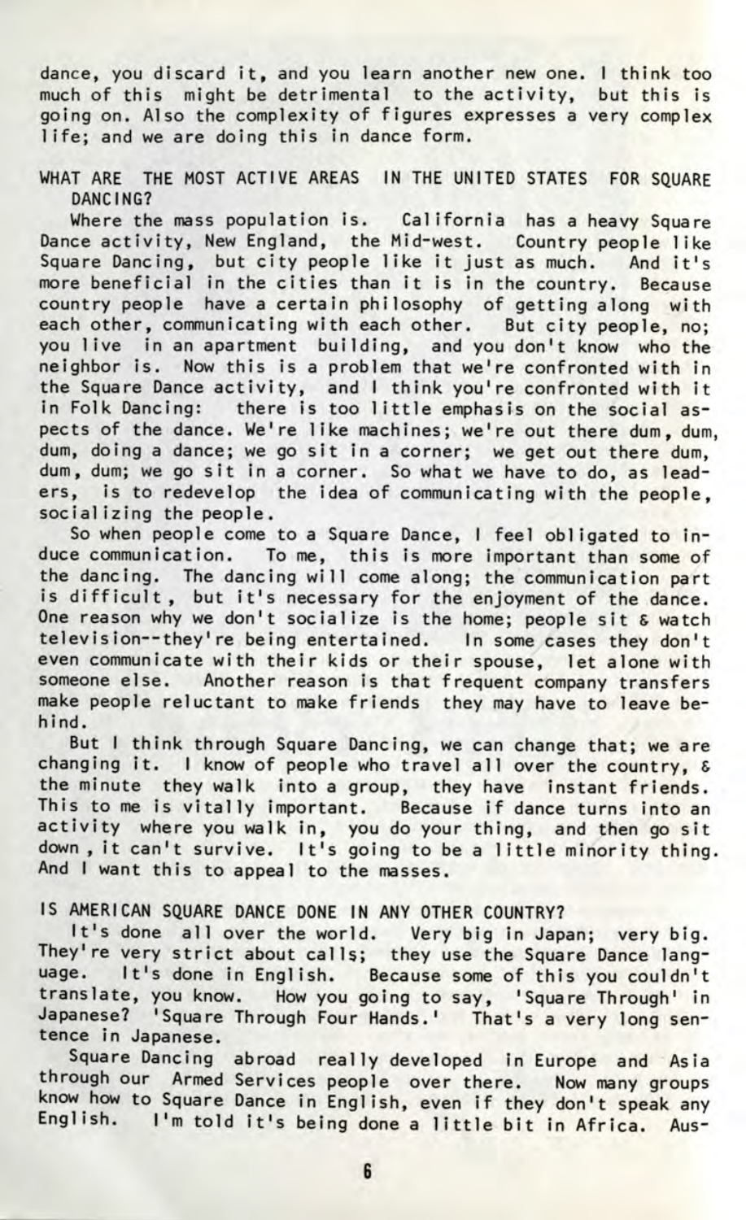dance, you discard it, and you learn another new one. I think too much of this might be detrimental to the activity, but this is going on. Also the complexity of figures expresses a very complex life; and we are doing this in dance form.

### WHAT ARE THE MOST ACTIVE AREAS IN THE UNITED STATES FOR SQUARE DANCING?

Where the mass population is. California has a heavy Square Dance activity, New England, the Mid-west. Country people like Square Dancing, but city people like it just as much. And it's more beneficial in the cities than it is in the country. Because country people have a certain philosophy of getting along with each other, communicating with each other. But city people, no; you live in an apartment building, and you don't know who the neighbor is. Now this is a problem that we're confronted with in the Square Dance activity, and I think you're confronted with it in Folk Dancing: there is too little emphasis on the social aspects of the dance. We're like machines; we're out there dum, dum, dum, doing a dance; we go sit in a corner; we get out there dum, dum, dum; we go sit in a corner. So what we have to do, as leaders, is to redevelop the idea of communicating with the people, socializing the people.

So when people come to a Square Dance, I feel obligated to induce communication. To me, this is more important than some of the dancing. The dancing will come along; the communication part is difficult, but it's necessary for the enjoyment of the dance. One reason why we don't socialize is the home; people sit & watch television--they're being entertained. In some cases they don't even communicate with their kids or their spouse, let alone with someone else. Another reason is that frequent company transfers make people reluctant to make friends they may have to leave behind.

But I think through Square Dancing, we can change that; we are changing it. I know of people who travel all over the country, & the minute they walk into a group, they have instant friends. This to me is vitally important. Because if dance turns into an activity where you walk in, you do your thing, and then go sit down, it can't survive. It's going to be a little minority thing. And I want this to appeal to the masses.

### IS AMERICAN SQUARE DANCE DONE IN ANY OTHER COUNTRY?

It's done all over the world. Very big in Japan; very big. They're very strict about calls; they use the Square Dance language. It's done in English. Because some of this you couldn't translate, you know. How you going to say, 'Square Through' in Japanese? 'Square Through Four Hands.' That's a very long sentence in Japanese.

Square Dancing abroad really developed in Europe and Asia through our Armed Services people over there. Now many groups know how to Square Dance in English, even if they don't speak any English. I'm told it's being done a little bit in Africa. Aus-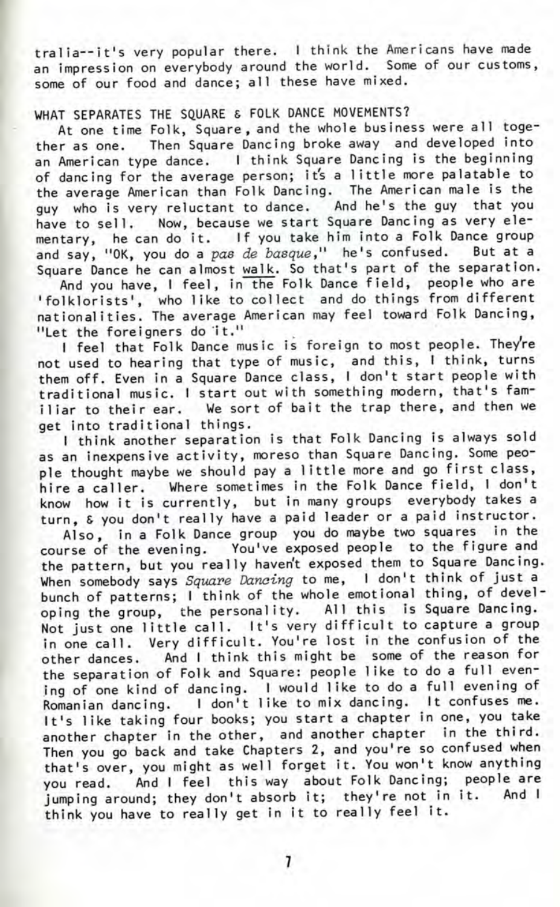tralia--it's very popular there. I think the Americans have made an impression on everybody around the world. Some of our customs, some of our food and dance; all these have mixed.

WHAT SEPARATES THE SQUARE & FOLK DANCE MOVEMENTS?

At one time Folk, Square, and the whole business were all together as one. Then Square Dancing broke away and developed into an American type dance. I think Square Dancing is the beginning of dancing for the average person; it's a little more palatable to the average American than Folk Dancing. The American male is the guy who is very reluctant to dance. And he's the guy that you have to sell. Now, because we start Square Dancing as very elementary, he can do it. If you take him into a Folk Dance group and say, "OK, you do a *pas de basque*," he's confused. But at a Square Dance he can almost walk. So that's part of the separation.

And you have, I feel, in the Folk Dance field, people who are 'folklorists', who like to collect and do things from different nationalities. The average American may feel toward Folk Dancing, "Let the foreigners do it."

I feel that Folk Dance music is foreign to most people. They're not used to hearing that type of music, and this, I think, turns them off. Even in a Square Dance class, I don't start people with traditional music. I start out with something modern, that's familiar to their ear. We sort of bait the trap there, and then we get into traditional things.

I think another separation is that Folk Dancing is always sold as an inexpensive activity, moreso than Square Dancing. Some people thought maybe we should pay a little more and go first class, hire a caller. Where sometimes in the Folk Dance field, I don't know how it is currently, but in many groups everybody takes a turn, & you don't really have a paid leader or a paid instructor.

Also, in a Folk Dance group you do maybe two squares in the course of the evening. You've exposed people to the figure and the pattern, but you really haven't exposed them to Square Dancing. When somebody says *Square Dancing* to me, I don't think of just a bunch of patterns; I think of the whole emotional thing, of developing the group, the personality. All this is Square Dancing. Not just one little call. It's very difficult to capture a group in one call. Very difficult. You're lost in the confusion of the other dances. And I think this might be some of the reason for the separation of Folk and Square: people like to do a full evening of one kind of dancing. I would like to do a full evening of Romanian dancing. I don't like to mix dancing. It confuses me. It's like taking four books; you start a chapter in one, you take another chapter in the other, and another chapter in the third. Then you go back and take Chapters 2, and you're so confused when that's over, you might as well forget it. You won't know anything you read. And I feel this way about Folk Dancing; people are jumping around; they don't absorb it; they're not in it. And I think you have to really get in it to really feel it.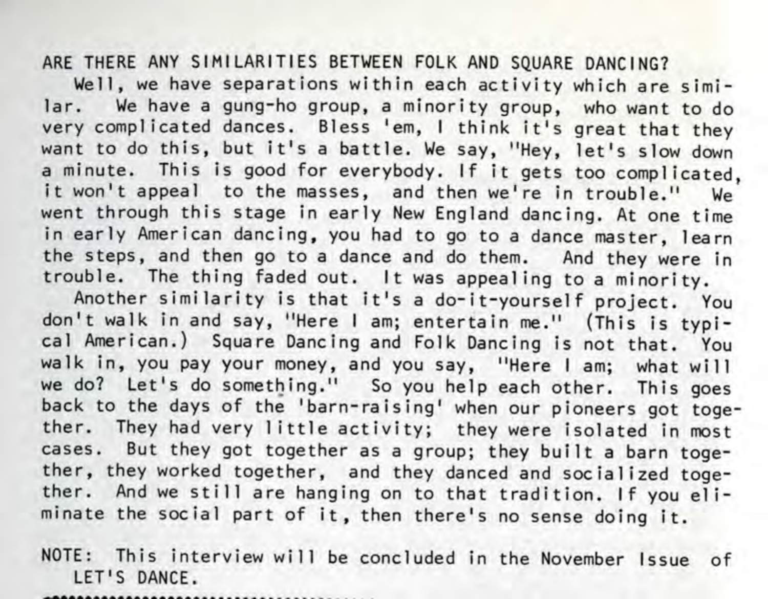ARE THERE ANY SIMILARITIES BETWEEN FOLK AND SQUARE DANCING?

Well, we have separations within each activity which are similar. We have a gung-ho group, a minority group, who want to do very complicated dances. Bless 'em, I think it's great that they want to do this, but it's a battle. We say, "Hey, let's slow down a minute. This is good for everybody. If it gets too complicated, it won't appeal to the masses, and then we're in trouble." We went through this stage in early New England dancing. At one time in early American dancing, you had to go to a dance master, learn the steps, and then go to a dance and do them. And they were in trouble. The thing faded out. It was appealing to a minority.

Another similarity is that it's a do-it-yourself project. You don't walk in and say, "Here I am; entertain me." (This is typical American.) Square Dancing and Folk Dancing is not that. You walk in, you pay your money, and you say, "Here I am; what will we do? Let's do something." So you help each other. This goes back to the days of the 'barn-raising' when our pioneers got together. They had very little activity; they were isolated in most cases. But they got together as a group; they built a barn together, they worked together, and they danced and socialized together. And we still are hanging on to that tradition. If you eliminate the social part of it, then there's no sense doing it.

NOTE: This interview will be concluded in the November Issue of LET'S DANCE.